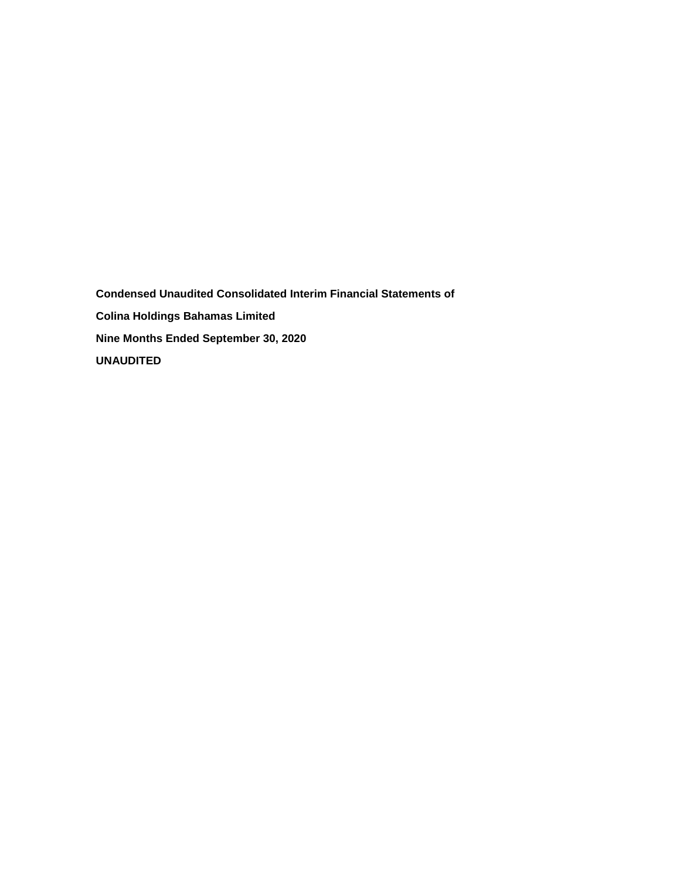**Condensed Unaudited Consolidated Interim Financial Statements of**

**Colina Holdings Bahamas Limited**

**Nine Months Ended September 30, 2020**

**UNAUDITED**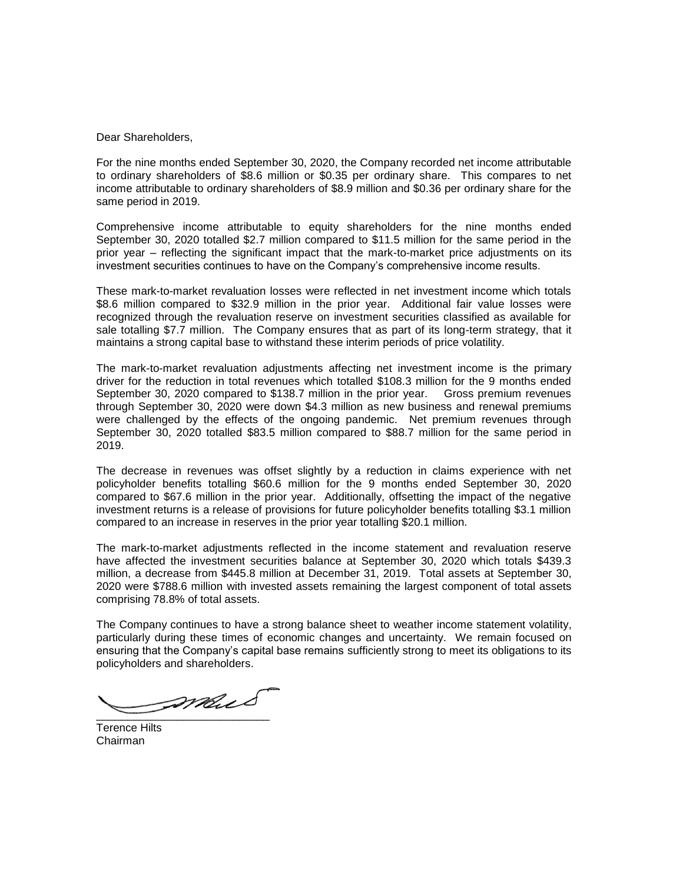Dear Shareholders,

For the nine months ended September 30, 2020, the Company recorded net income attributable to ordinary shareholders of $8.6 million or $0.35 per ordinary share. This compares to net income attributable to ordinary shareholders of $8.9 million and $0.36 per ordinary share for the same period in 2019.

Comprehensive income attributable to equity shareholders for the nine months ended September 30, 2020 totalled $2.7 million compared to $11.5 million for the same period in the prior year – reflecting the significant impact that the mark-to-market price adjustments on its investment securities continues to have on the Company's comprehensive income results.

These mark-to-market revaluation losses were reflected in net investment income which totals $8.6 million compared to $32.9 million in the prior year. Additional fair value losses were recognized through the revaluation reserve on investment securities classified as available for sale totalling $7.7 million. The Company ensures that as part of its long-term strategy, that it maintains a strong capital base to withstand these interim periods of price volatility.

The mark-to-market revaluation adjustments affecting net investment income is the primary driver for the reduction in total revenues which totalled $108.3 million for the 9 months ended September 30, 2020 compared to $138.7 million in the prior year. Gross premium revenues through September 30, 2020 were down $4.3 million as new business and renewal premiums were challenged by the effects of the ongoing pandemic. Net premium revenues through September 30, 2020 totalled $83.5 million compared to $88.7 million for the same period in 2019.

The decrease in revenues was offset slightly by a reduction in claims experience with net policyholder benefits totalling $60.6 million for the 9 months ended September 30, 2020 compared to $67.6 million in the prior year. Additionally, offsetting the impact of the negative investment returns is a release of provisions for future policyholder benefits totalling $3.1 million compared to an increase in reserves in the prior year totalling $20.1 million.

The mark-to-market adjustments reflected in the income statement and revaluation reserve have affected the investment securities balance at September 30, 2020 which totals $439.3 million, a decrease from $445.8 million at December 31, 2019. Total assets at September 30, 2020 were $788.6 million with invested assets remaining the largest component of total assets comprising 78.8% of total assets.

The Company continues to have a strong balance sheet to weather income statement volatility, particularly during these times of economic changes and uncertainty. We remain focused on ensuring that the Company's capital base remains sufficiently strong to meet its obligations to its policyholders and shareholders.

Terence Hilts
Chairman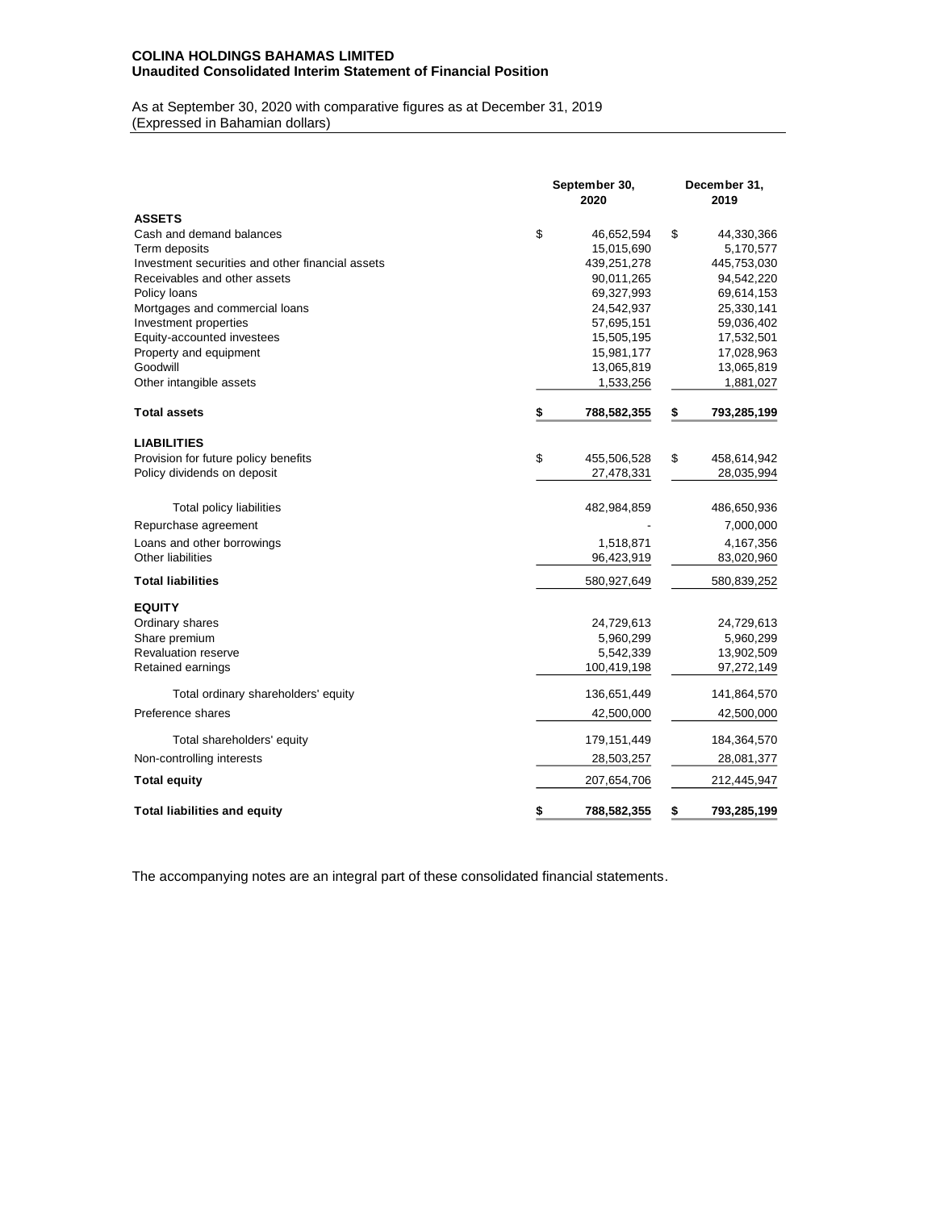**COLINA HOLDINGS BAHAMAS LIMITED**
**Unaudited Consolidated Interim Statement of Financial Position**

As at September 30, 2020 with comparative figures as at December 31, 2019
(Expressed in Bahamian dollars)

| | September 30, 2020 | December 31, 2019 |
|---|---|---|
| **ASSETS** | | |
| Cash and demand balances | $ 46,652,594 | $ 44,330,366 |
| Term deposits | 15,015,690 | 5,170,577 |
| Investment securities and other financial assets | 439,251,278 | 445,753,030 |
| Receivables and other assets | 90,011,265 | 94,542,220 |
| Policy loans | 69,327,993 | 69,614,153 |
| Mortgages and commercial loans | 24,542,937 | 25,330,141 |
| Investment properties | 57,695,151 | 59,036,402 |
| Equity-accounted investees | 15,505,195 | 17,532,501 |
| Property and equipment | 15,981,177 | 17,028,963 |
| Goodwill | 13,065,819 | 13,065,819 |
| Other intangible assets | 1,533,256 | 1,881,027 |
| **Total assets** | **$ 788,582,355** | **$ 793,285,199** |
| **LIABILITIES** | | |
| Provision for future policy benefits | $ 455,506,528 | $ 458,614,942 |
| Policy dividends on deposit | 27,478,331 | 28,035,994 |
| Total policy liabilities | 482,984,859 | 486,650,936 |
| Repurchase agreement | - | 7,000,000 |
| Loans and other borrowings | 1,518,871 | 4,167,356 |
| Other liabilities | 96,423,919 | 83,020,960 |
| **Total liabilities** | 580,927,649 | 580,839,252 |
| **EQUITY** | | |
| Ordinary shares | 24,729,613 | 24,729,613 |
| Share premium | 5,960,299 | 5,960,299 |
| Revaluation reserve | 5,542,339 | 13,902,509 |
| Retained earnings | 100,419,198 | 97,272,149 |
| Total ordinary shareholders' equity | 136,651,449 | 141,864,570 |
| Preference shares | 42,500,000 | 42,500,000 |
| Total shareholders' equity | 179,151,449 | 184,364,570 |
| Non-controlling interests | 28,503,257 | 28,081,377 |
| **Total equity** | 207,654,706 | 212,445,947 |
| **Total liabilities and equity** | **$ 788,582,355** | **$ 793,285,199** |

The accompanying notes are an integral part of these consolidated financial statements.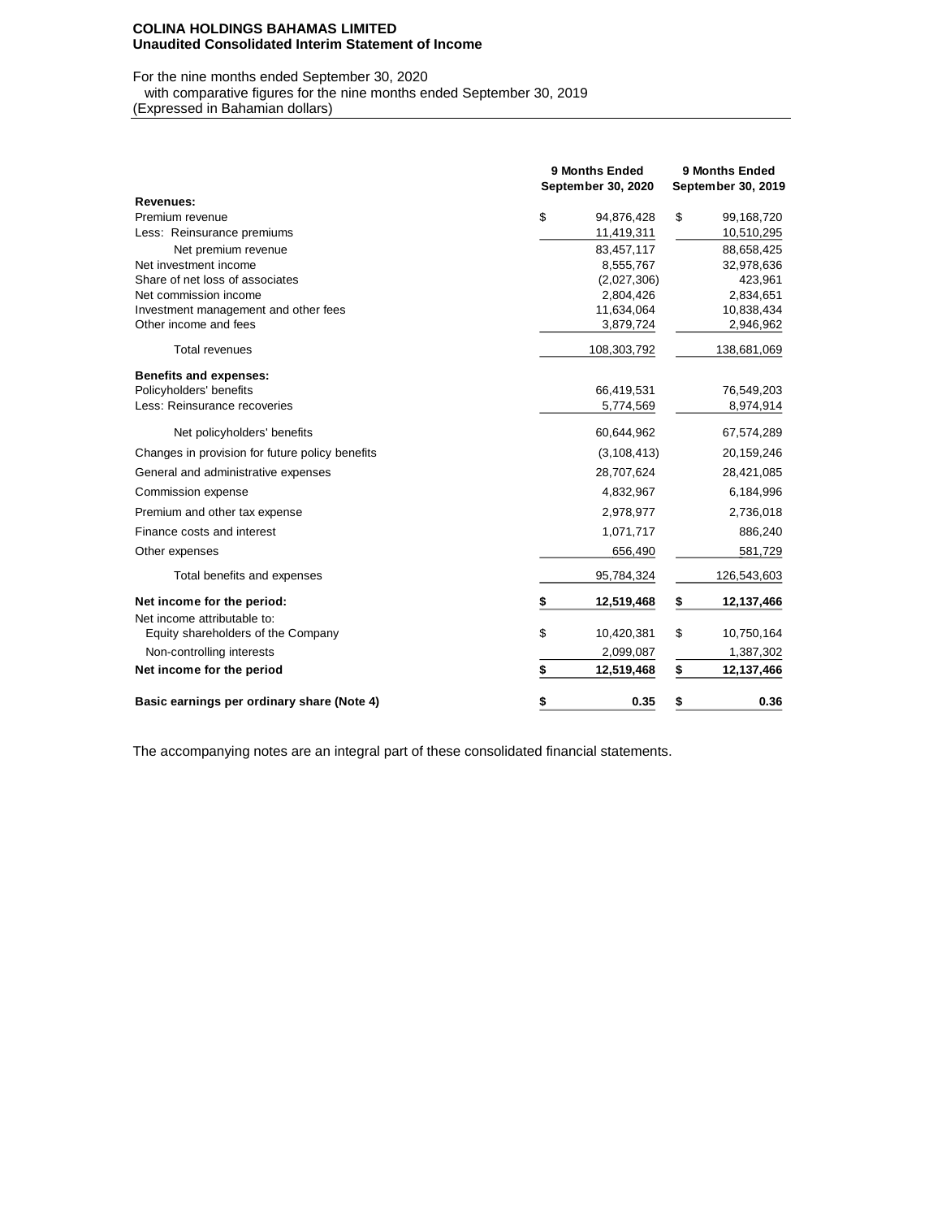**COLINA HOLDINGS BAHAMAS LIMITED**
**Unaudited Consolidated Interim Statement of Income**

For the nine months ended September 30, 2020
with comparative figures for the nine months ended September 30, 2019
(Expressed in Bahamian dollars)

| | 9 Months Ended September 30, 2020 | 9 Months Ended September 30, 2019 |
|---|---|---|
| **Revenues:** | | |
| Premium revenue | $ 94,876,428 | $ 99,168,720 |
| Less: Reinsurance premiums | 11,419,311 | 10,510,295 |
| Net premium revenue | 83,457,117 | 88,658,425 |
| Net investment income | 8,555,767 | 32,978,636 |
| Share of net loss of associates | (2,027,306) | 423,961 |
| Net commission income | 2,804,426 | 2,834,651 |
| Investment management and other fees | 11,634,064 | 10,838,434 |
| Other income and fees | 3,879,724 | 2,946,962 |
| Total revenues | 108,303,792 | 138,681,069 |
| **Benefits and expenses:** | | |
| Policyholders' benefits | 66,419,531 | 76,549,203 |
| Less: Reinsurance recoveries | 5,774,569 | 8,974,914 |
| Net policyholders' benefits | 60,644,962 | 67,574,289 |
| Changes in provision for future policy benefits | (3,108,413) | 20,159,246 |
| General and administrative expenses | 28,707,624 | 28,421,085 |
| Commission expense | 4,832,967 | 6,184,996 |
| Premium and other tax expense | 2,978,977 | 2,736,018 |
| Finance costs and interest | 1,071,717 | 886,240 |
| Other expenses | 656,490 | 581,729 |
| Total benefits and expenses | 95,784,324 | 126,543,603 |
| **Net income for the period:** | **$ 12,519,468** | **$ 12,137,466** |
| Net income attributable to: | | |
| Equity shareholders of the Company | $ 10,420,381 | $ 10,750,164 |
| Non-controlling interests | 2,099,087 | 1,387,302 |
| **Net income for the period** | **$ 12,519,468** | **$ 12,137,466** |
| **Basic earnings per ordinary share (Note 4)** | **$ 0.35** | **$ 0.36** |

The accompanying notes are an integral part of these consolidated financial statements.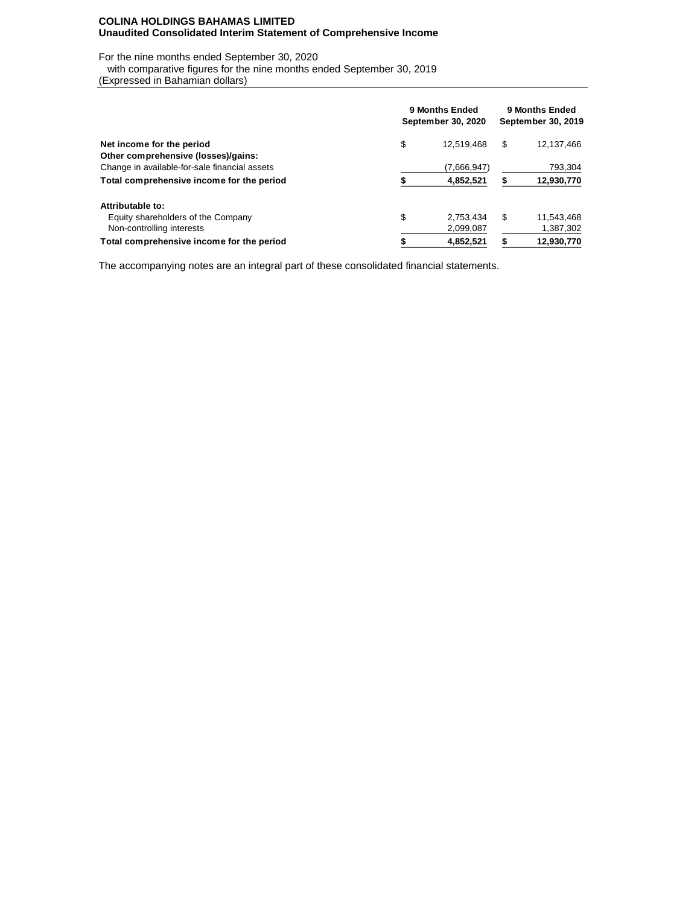**COLINA HOLDINGS BAHAMAS LIMITED**
**Unaudited Consolidated Interim Statement of Comprehensive Income**

For the nine months ended September 30, 2020
with comparative figures for the nine months ended September 30, 2019
(Expressed in Bahamian dollars)

| | 9 Months Ended September 30, 2020 | 9 Months Ended September 30, 2019 |
|---|---|---|
| **Net income for the period** | $ 12,519,468 | $ 12,137,466 |
| **Other comprehensive (losses)/gains:** | | |
| Change in available-for-sale financial assets | (7,666,947) | 793,304 |
| **Total comprehensive income for the period** | **$ 4,852,521** | **$ 12,930,770** |
| | | |
| **Attributable to:** | | |
| Equity shareholders of the Company | $ 2,753,434 | $ 11,543,468 |
| Non-controlling interests | 2,099,087 | 1,387,302 |
| **Total comprehensive income for the period** | **$ 4,852,521** | **$ 12,930,770** |

The accompanying notes are an integral part of these consolidated financial statements.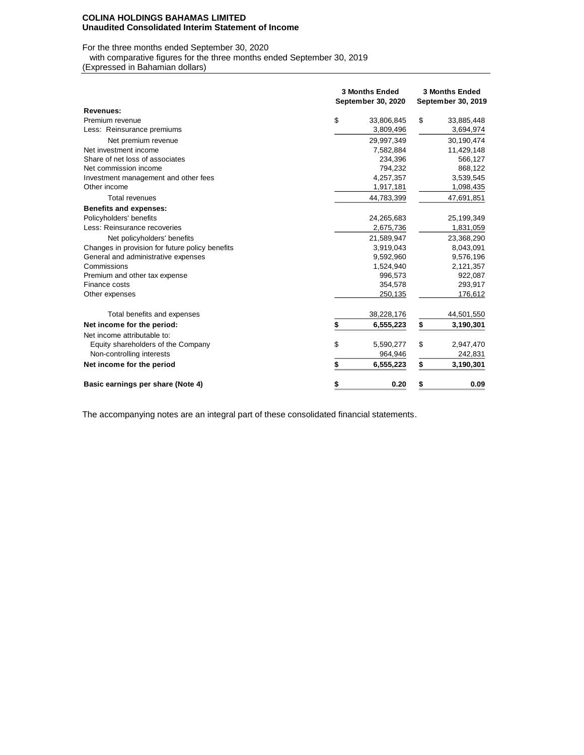**COLINA HOLDINGS BAHAMAS LIMITED**
**Unaudited Consolidated Interim Statement of Income**

For the three months ended September 30, 2020
with comparative figures for the three months ended September 30, 2019
(Expressed in Bahamian dollars)

| | 3 Months Ended September 30, 2020 | 3 Months Ended September 30, 2019 |
|---|---|---|
| **Revenues:** | | |
| Premium revenue | $ 33,806,845 | $ 33,885,448 |
| Less: Reinsurance premiums | 3,809,496 | 3,694,974 |
| Net premium revenue | 29,997,349 | 30,190,474 |
| Net investment income | 7,582,884 | 11,429,148 |
| Share of net loss of associates | 234,396 | 566,127 |
| Net commission income | 794,232 | 868,122 |
| Investment management and other fees | 4,257,357 | 3,539,545 |
| Other income | 1,917,181 | 1,098,435 |
| Total revenues | 44,783,399 | 47,691,851 |
| **Benefits and expenses:** | | |
| Policyholders' benefits | 24,265,683 | 25,199,349 |
| Less: Reinsurance recoveries | 2,675,736 | 1,831,059 |
| Net policyholders' benefits | 21,589,947 | 23,368,290 |
| Changes in provision for future policy benefits | 3,919,043 | 8,043,091 |
| General and administrative expenses | 9,592,960 | 9,576,196 |
| Commissions | 1,524,940 | 2,121,357 |
| Premium and other tax expense | 996,573 | 922,087 |
| Finance costs | 354,578 | 293,917 |
| Other expenses | 250,135 | 176,612 |
| Total benefits and expenses | 38,228,176 | 44,501,550 |
| **Net income for the period:** | **$ 6,555,223** | **$ 3,190,301** |
| Net income attributable to: | | |
| Equity shareholders of the Company | $ 5,590,277 | $ 2,947,470 |
| Non-controlling interests | 964,946 | 242,831 |
| **Net income for the period** | **$ 6,555,223** | **$ 3,190,301** |
| **Basic earnings per share (Note 4)** | **$ 0.20** | **$ 0.09** |

The accompanying notes are an integral part of these consolidated financial statements.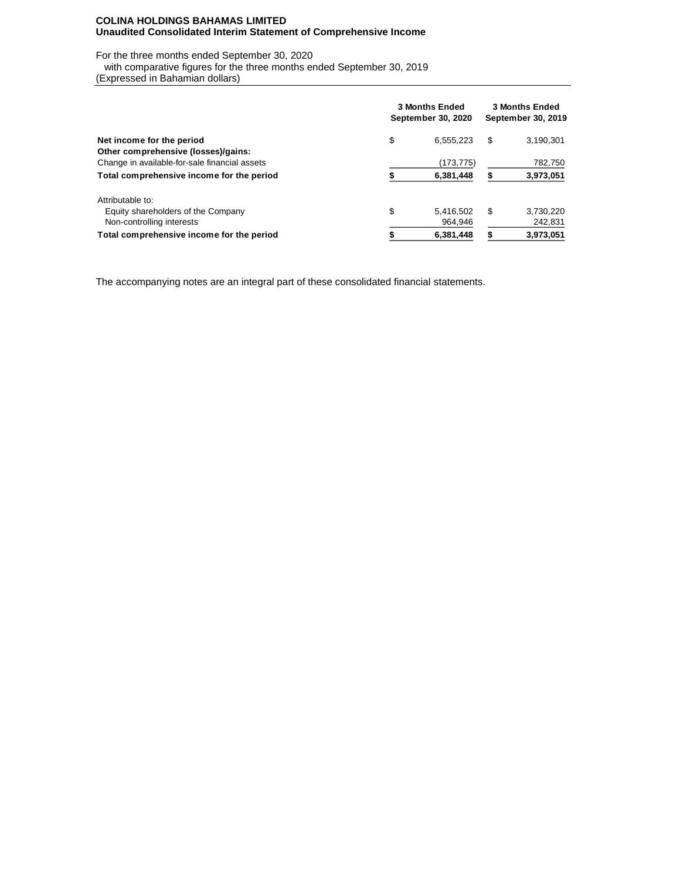**COLINA HOLDINGS BAHAMAS LIMITED**
**Unaudited Consolidated Interim Statement of Comprehensive Income**

For the three months ended September 30, 2020
with comparative figures for the three months ended September 30, 2019
(Expressed in Bahamian dollars)

| | 3 Months Ended September 30, 2020 | 3 Months Ended September 30, 2019 |
|---|---|---|
| **Net income for the period** | $ 6,555,223 | $ 3,190,301 |
| **Other comprehensive (losses)/gains:** | | |
| Change in available-for-sale financial assets | (173,775) | 782,750 |
| **Total comprehensive income for the period** | **$ 6,381,448** | **$ 3,973,051** |
| | | |
| Attributable to: | | |
| Equity shareholders of the Company | $ 5,416,502 | $ 3,730,220 |
| Non-controlling interests | 964,946 | 242,831 |
| **Total comprehensive income for the period** | **$ 6,381,448** | **$ 3,973,051** |

The accompanying notes are an integral part of these consolidated financial statements.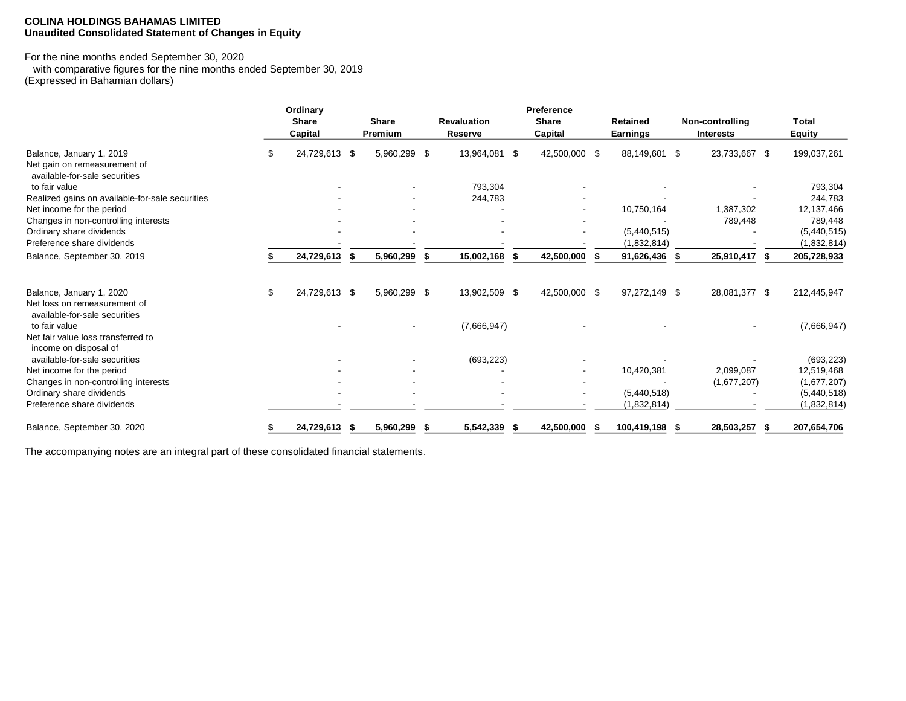**COLINA HOLDINGS BAHAMAS LIMITED**
**Unaudited Consolidated Statement of Changes in Equity**

For the nine months ended September 30, 2020
with comparative figures for the nine months ended September 30, 2019
(Expressed in Bahamian dollars)

| | Ordinary Share Capital | Share Premium | Revaluation Reserve | Preference Share Capital | Retained Earnings | Non-controlling Interests | Total Equity |
|---|---|---|---|---|---|---|---|
| Balance, January 1, 2019 | $ 24,729,613 | $ 5,960,299 | $ 13,964,081 | $ 42,500,000 | $ 88,149,601 | $ 23,733,667 | $ 199,037,261 |
| Net gain on remeasurement of available-for-sale securities to fair value | - | - | 793,304 | - | - | - | 793,304 |
| Realized gains on available-for-sale securities | - | - | 244,783 | - | - | - | 244,783 |
| Net income for the period | - | - | - | - | 10,750,164 | 1,387,302 | 12,137,466 |
| Changes in non-controlling interests | - | - | - | - | - | 789,448 | 789,448 |
| Ordinary share dividends | - | - | - | - | (5,440,515) | - | (5,440,515) |
| Preference share dividends | - | - | - | - | (1,832,814) | - | (1,832,814) |
| **Balance, September 30, 2019** | **$ 24,729,613** | **$ 5,960,299** | **$ 15,002,168** | **$ 42,500,000** | **$ 91,626,436** | **$ 25,910,417** | **$ 205,728,933** |
| | | | | | | | |
| Balance, January 1, 2020 | $ 24,729,613 | $ 5,960,299 | $ 13,902,509 | $ 42,500,000 | $ 97,272,149 | $ 28,081,377 | $ 212,445,947 |
| Net loss on remeasurement of available-for-sale securities to fair value | - | - | (7,666,947) | - | - | - | (7,666,947) |
| Net fair value loss transferred to income on disposal of available-for-sale securities | - | - | (693,223) | - | - | - | (693,223) |
| Net income for the period | - | - | - | - | 10,420,381 | 2,099,087 | 12,519,468 |
| Changes in non-controlling interests | - | - | - | - | - | (1,677,207) | (1,677,207) |
| Ordinary share dividends | - | - | - | - | (5,440,518) | - | (5,440,518) |
| Preference share dividends | - | - | - | - | (1,832,814) | - | (1,832,814) |
| **Balance, September 30, 2020** | **$ 24,729,613** | **$ 5,960,299** | **$ 5,542,339** | **$ 42,500,000** | **$ 100,419,198** | **$ 28,503,257** | **$ 207,654,706** |

The accompanying notes are an integral part of these consolidated financial statements.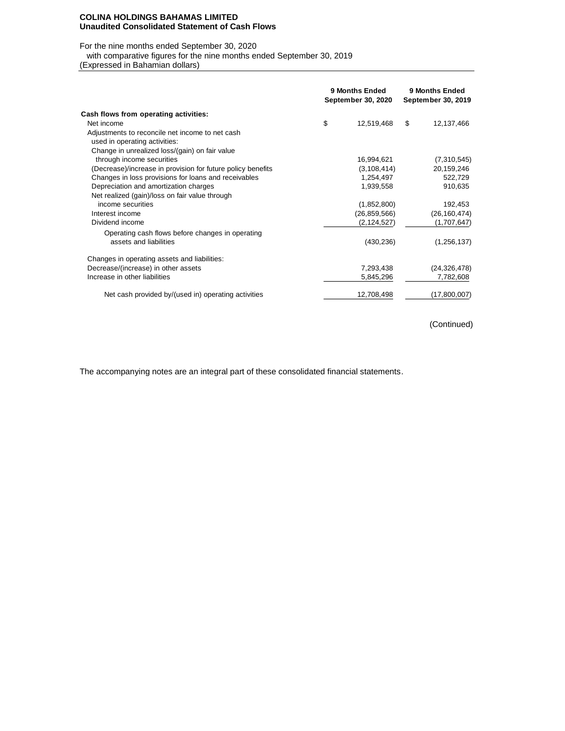**COLINA HOLDINGS BAHAMAS LIMITED**
**Unaudited Consolidated Statement of Cash Flows**

For the nine months ended September 30, 2020
with comparative figures for the nine months ended September 30, 2019
(Expressed in Bahamian dollars)

| | 9 Months Ended September 30, 2020 | 9 Months Ended September 30, 2019 |
|---|---|---|
| **Cash flows from operating activities:** | | |
| Net income | $ 12,519,468 | $ 12,137,466 |
| Adjustments to reconcile net income to net cash used in operating activities: | | |
| Change in unrealized loss/(gain) on fair value through income securities | 16,994,621 | (7,310,545) |
| (Decrease)/increase in provision for future policy benefits | (3,108,414) | 20,159,246 |
| Changes in loss provisions for loans and receivables | 1,254,497 | 522,729 |
| Depreciation and amortization charges | 1,939,558 | 910,635 |
| Net realized (gain)/loss on fair value through income securities | (1,852,800) | 192,453 |
| Interest income | (26,859,566) | (26,160,474) |
| Dividend income | (2,124,527) | (1,707,647) |
| Operating cash flows before changes in operating assets and liabilities | (430,236) | (1,256,137) |
| Changes in operating assets and liabilities: | | |
| Decrease/(increase) in other assets | 7,293,438 | (24,326,478) |
| Increase in other liabilities | 5,845,296 | 7,782,608 |
| Net cash provided by/(used in) operating activities | 12,708,498 | (17,800,007) |

(Continued)

The accompanying notes are an integral part of these consolidated financial statements.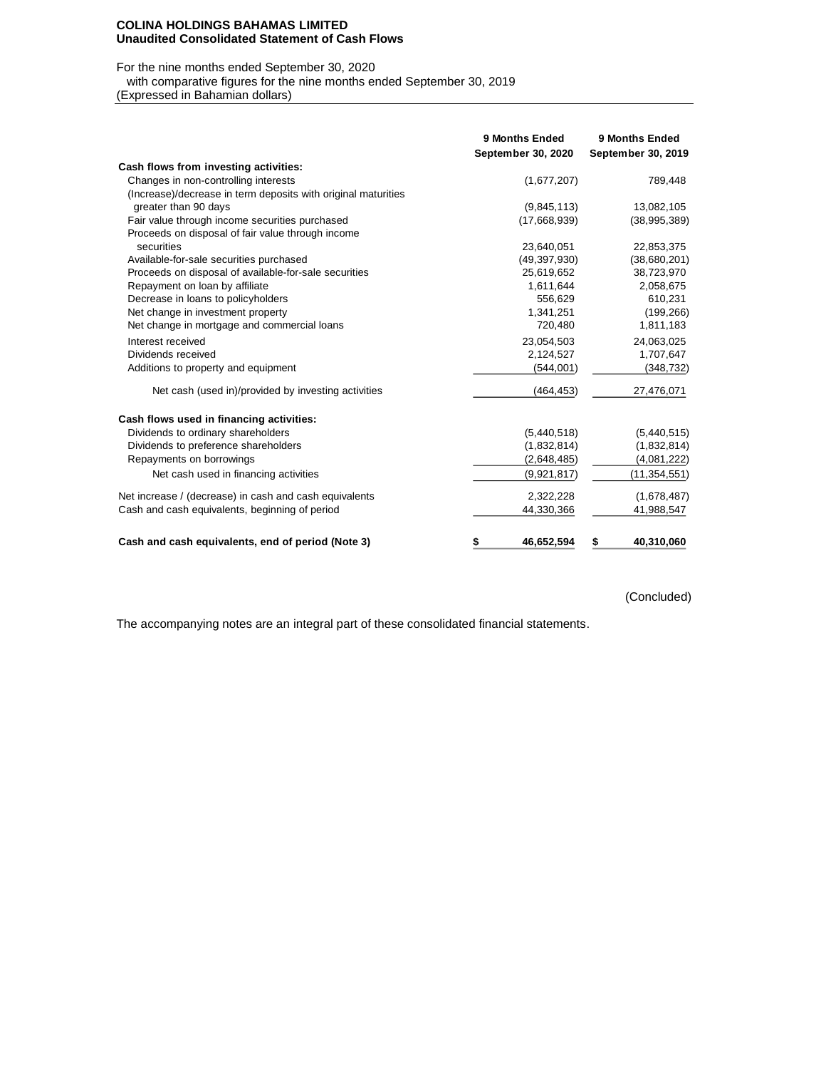**COLINA HOLDINGS BAHAMAS LIMITED**
**Unaudited Consolidated Statement of Cash Flows**

For the nine months ended September 30, 2020
with comparative figures for the nine months ended September 30, 2019
(Expressed in Bahamian dollars)

| | 9 Months Ended September 30, 2020 | 9 Months Ended September 30, 2019 |
|---|---|---|
| **Cash flows from investing activities:** | | |
| Changes in non-controlling interests | (1,677,207) | 789,448 |
| (Increase)/decrease in term deposits with original maturities greater than 90 days | (9,845,113) | 13,082,105 |
| Fair value through income securities purchased | (17,668,939) | (38,995,389) |
| Proceeds on disposal of fair value through income securities | 23,640,051 | 22,853,375 |
| Available-for-sale securities purchased | (49,397,930) | (38,680,201) |
| Proceeds on disposal of available-for-sale securities | 25,619,652 | 38,723,970 |
| Repayment on loan by affiliate | 1,611,644 | 2,058,675 |
| Decrease in loans to policyholders | 556,629 | 610,231 |
| Net change in investment property | 1,341,251 | (199,266) |
| Net change in mortgage and commercial loans | 720,480 | 1,811,183 |
| Interest received | 23,054,503 | 24,063,025 |
| Dividends received | 2,124,527 | 1,707,647 |
| Additions to property and equipment | (544,001) | (348,732) |
| Net cash (used in)/provided by investing activities | (464,453) | 27,476,071 |
| **Cash flows used in financing activities:** | | |
| Dividends to ordinary shareholders | (5,440,518) | (5,440,515) |
| Dividends to preference shareholders | (1,832,814) | (1,832,814) |
| Repayments on borrowings | (2,648,485) | (4,081,222) |
| Net cash used in financing activities | (9,921,817) | (11,354,551) |
| Net increase / (decrease) in cash and cash equivalents | 2,322,228 | (1,678,487) |
| Cash and cash equivalents, beginning of period | 44,330,366 | 41,988,547 |
| **Cash and cash equivalents, end of period (Note 3)** | **$ 46,652,594** | **$ 40,310,060** |

(Concluded)

The accompanying notes are an integral part of these consolidated financial statements.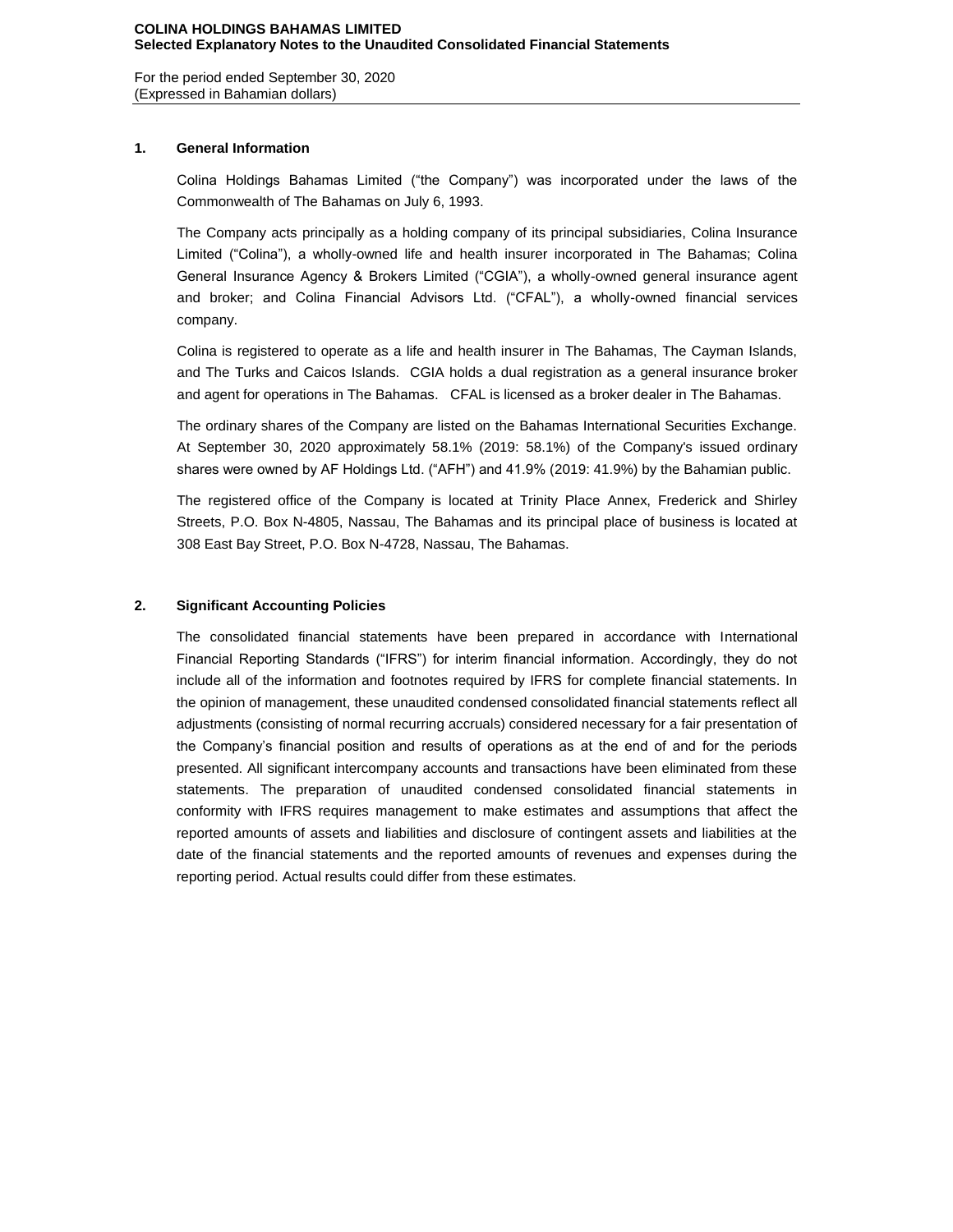## 1. General Information

Colina Holdings Bahamas Limited ("the Company") was incorporated under the laws of the Commonwealth of The Bahamas on July 6, 1993.

The Company acts principally as a holding company of its principal subsidiaries, Colina Insurance Limited ("Colina"), a wholly-owned life and health insurer incorporated in The Bahamas; Colina General Insurance Agency & Brokers Limited ("CGIA"), a wholly-owned general insurance agent and broker; and Colina Financial Advisors Ltd. ("CFAL"), a wholly-owned financial services company.

Colina is registered to operate as a life and health insurer in The Bahamas, The Cayman Islands, and The Turks and Caicos Islands. CGIA holds a dual registration as a general insurance broker and agent for operations in The Bahamas. CFAL is licensed as a broker dealer in The Bahamas.

The ordinary shares of the Company are listed on the Bahamas International Securities Exchange. At September 30, 2020 approximately 58.1% (2019: 58.1%) of the Company's issued ordinary shares were owned by AF Holdings Ltd. ("AFH") and 41.9% (2019: 41.9%) by the Bahamian public.

The registered office of the Company is located at Trinity Place Annex, Frederick and Shirley Streets, P.O. Box N-4805, Nassau, The Bahamas and its principal place of business is located at 308 East Bay Street, P.O. Box N-4728, Nassau, The Bahamas.

## 2. Significant Accounting Policies

The consolidated financial statements have been prepared in accordance with International Financial Reporting Standards ("IFRS") for interim financial information. Accordingly, they do not include all of the information and footnotes required by IFRS for complete financial statements. In the opinion of management, these unaudited condensed consolidated financial statements reflect all adjustments (consisting of normal recurring accruals) considered necessary for a fair presentation of the Company's financial position and results of operations as at the end of and for the periods presented. All significant intercompany accounts and transactions have been eliminated from these statements. The preparation of unaudited condensed consolidated financial statements in conformity with IFRS requires management to make estimates and assumptions that affect the reported amounts of assets and liabilities and disclosure of contingent assets and liabilities at the date of the financial statements and the reported amounts of revenues and expenses during the reporting period. Actual results could differ from these estimates.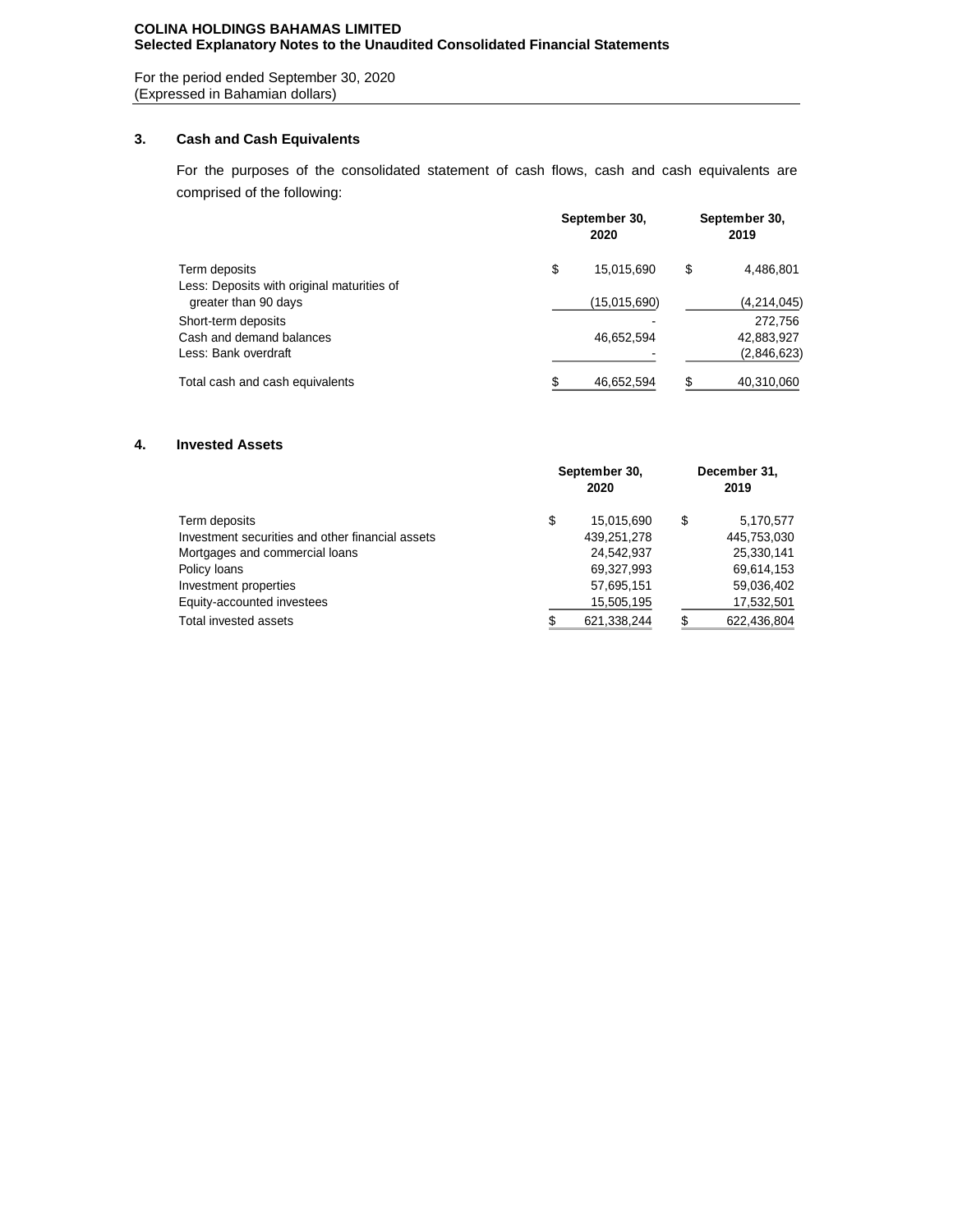COLINA HOLDINGS BAHAMAS LIMITED
**Selected Explanatory Notes to the Unaudited Consolidated Financial Statements**

For the period ended September 30, 2020
(Expressed in Bahamian dollars)

## 3. Cash and Cash Equivalents

For the purposes of the consolidated statement of cash flows, cash and cash equivalents are comprised of the following:

| | September 30, 2020 | September 30, 2019 |
|---|---|---|
| Term deposits | $ 15,015,690 | $ 4,486,801 |
| Less: Deposits with original maturities of greater than 90 days | (15,015,690) | (4,214,045) |
| Short-term deposits | - | 272,756 |
| Cash and demand balances | 46,652,594 | 42,883,927 |
| Less: Bank overdraft | - | (2,846,623) |
| Total cash and cash equivalents | $ 46,652,594 | $ 40,310,060 |

## 4. Invested Assets

| | September 30, 2020 | December 31, 2019 |
|---|---|---|
| Term deposits | $ 15,015,690 | $ 5,170,577 |
| Investment securities and other financial assets | 439,251,278 | 445,753,030 |
| Mortgages and commercial loans | 24,542,937 | 25,330,141 |
| Policy loans | 69,327,993 | 69,614,153 |
| Investment properties | 57,695,151 | 59,036,402 |
| Equity-accounted investees | 15,505,195 | 17,532,501 |
| Total invested assets | $ 621,338,244 | $ 622,436,804 |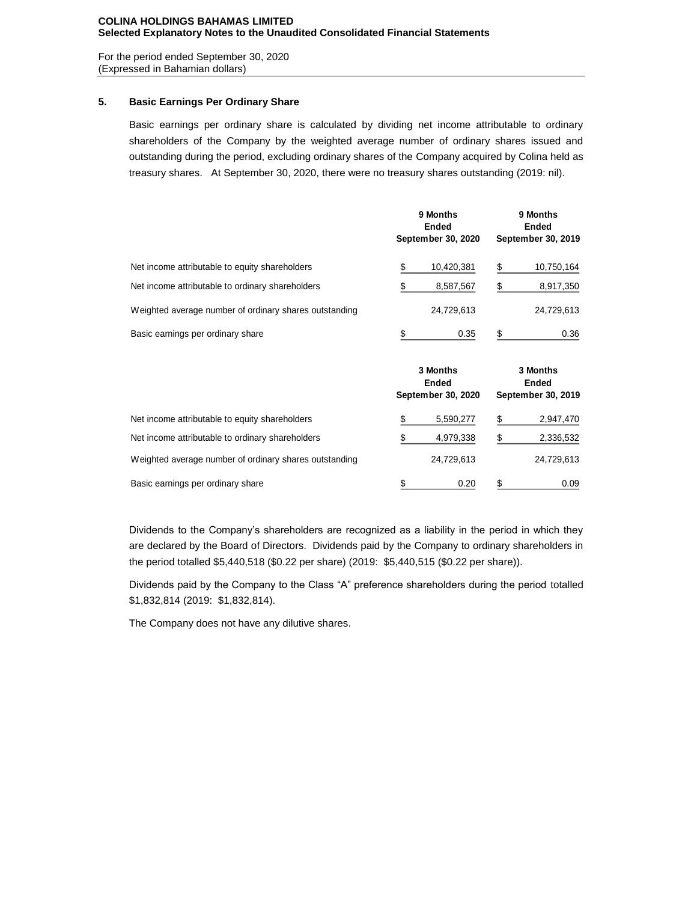## 5. Basic Earnings Per Ordinary Share

Basic earnings per ordinary share is calculated by dividing net income attributable to ordinary shareholders of the Company by the weighted average number of ordinary shares issued and outstanding during the period, excluding ordinary shares of the Company acquired by Colina held as treasury shares. At September 30, 2020, there were no treasury shares outstanding (2019: nil).

| | 9 Months Ended September 30, 2020 | 9 Months Ended September 30, 2019 |
|---|---|---|
| Net income attributable to equity shareholders | $ 10,420,381 | $ 10,750,164 |
| Net income attributable to ordinary shareholders | $ 8,587,567 | $ 8,917,350 |
| Weighted average number of ordinary shares outstanding | 24,729,613 | 24,729,613 |
| Basic earnings per ordinary share | $ 0.35 | $ 0.36 |

| | 3 Months Ended September 30, 2020 | 3 Months Ended September 30, 2019 |
|---|---|---|
| Net income attributable to equity shareholders | $ 5,590,277 | $ 2,947,470 |
| Net income attributable to ordinary shareholders | $ 4,979,338 | $ 2,336,532 |
| Weighted average number of ordinary shares outstanding | 24,729,613 | 24,729,613 |
| Basic earnings per ordinary share | $ 0.20 | $ 0.09 |

Dividends to the Company's shareholders are recognized as a liability in the period in which they are declared by the Board of Directors. Dividends paid by the Company to ordinary shareholders in the period totalled $5,440,518 ($0.22 per share) (2019: $5,440,515 ($0.22 per share)).

Dividends paid by the Company to the Class "A" preference shareholders during the period totalled $1,832,814 (2019: $1,832,814).

The Company does not have any dilutive shares.